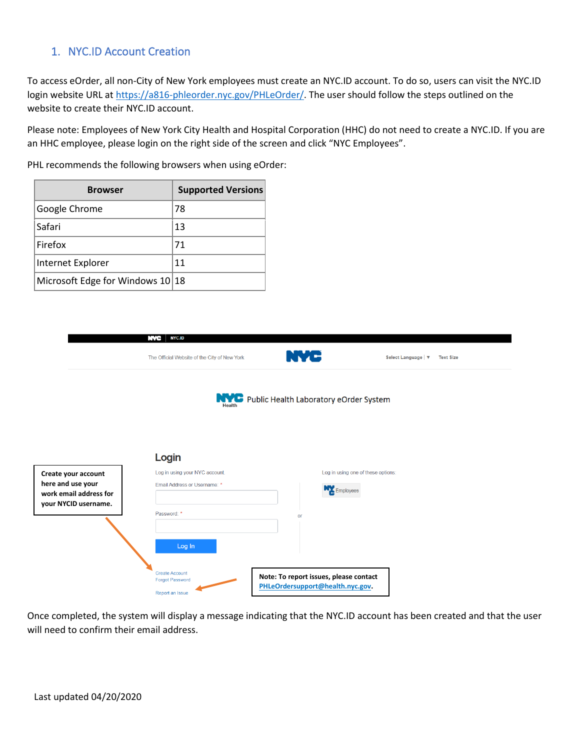## 1. NYC.ID Account Creation

To access eOrder, all non-City of New York employees must create an NYC.ID account. To do so, users can visit the NYC.ID login website URL at https://a816-phleorder.nyc.gov/PHLeOrder/. The user should follow the steps outlined on the website to create their NYC.ID account.

Please note: Employees of New York City Health and Hospital Corporation (HHC) do not need to create a NYC.ID. If you are an HHC employee, please login on the right side of the screen and click "NYC Employees".

PHL recommends the following browsers when using eOrder:

| Browser | Supported Versions |
|---|---|
| Google Chrome | 78 |
| Safari | 13 |
| Firefox | 71 |
| Internet Explorer | 11 |
| Microsoft Edge for Windows 10 | 18 |

NYC | NYC.ID

The Official Website of the City of New York — NYC — Select Language | ▼ Text Size

NYC Health — Public Health Laboratory eOrder System

**Login**

Log in using your NYC account.

Email Address or Username: *

Password: *

Log In

or

Log in using one of these options:

NYC Employees

Create Account
Forgot Password

Report an Issue

**Create your account here and use your work email address for your NYCID username.**

**Note: To report issues, please contact PHLeOrdersupport@health.nyc.gov.**

Once completed, the system will display a message indicating that the NYC.ID account has been created and that the user will need to confirm their email address.

Last updated 04/20/2020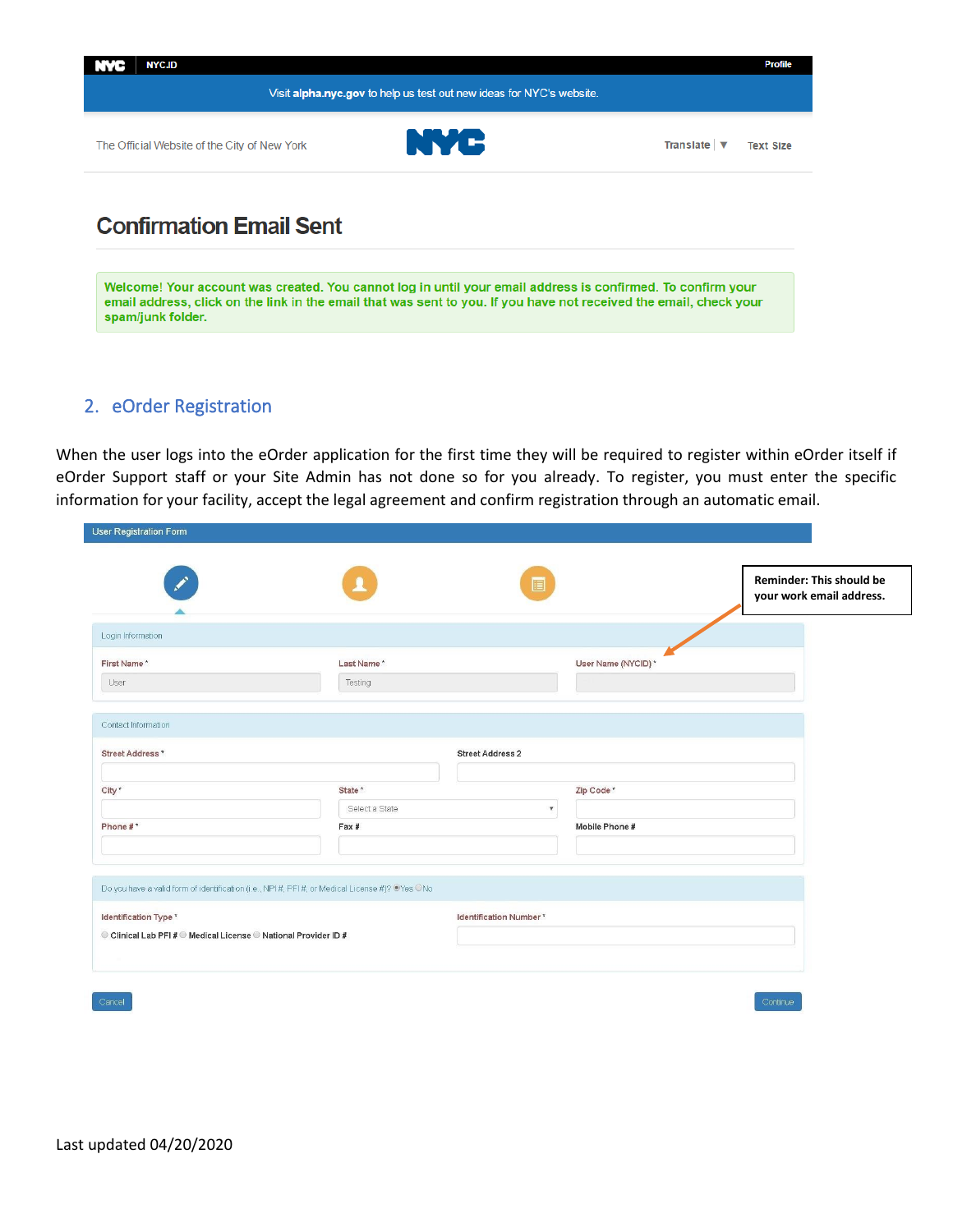NYC NYC.ID Profile

Visit alpha.nyc.gov to help us test out new ideas for NYC's website.

The Official Website of the City of New York

Translate | ▼ Text Size

## Confirmation Email Sent

**Welcome! Your account was created. You cannot log in until your email address is confirmed. To confirm your email address, click on the link in the email that was sent to you. If you have not received the email, check your spam/junk folder.**

## 2. eOrder Registration

When the user logs into the eOrder application for the first time they will be required to register within eOrder itself if eOrder Support staff or your Site Admin has not done so for you already. To register, you must enter the specific information for your facility, accept the legal agreement and confirm registration through an automatic email.

User Registration Form

**Reminder: This should be your work email address.**

Login Information

First Name * | Last Name * | User Name (NYCID) *

User | Testing |

Contact Information

Street Address * | Street Address 2

City * | State * (Select a State) | Zip Code *

Phone # * | Fax # | Mobile Phone #

Do you have a valid form of identification (i.e., NPI #, PFI #, or Medical License #)? ◉ Yes ○ No

Identification Type *: ○ Clinical Lab PFI # ○ Medical License ○ National Provider ID #

Identification Number *

Cancel | Continue

Last updated 04/20/2020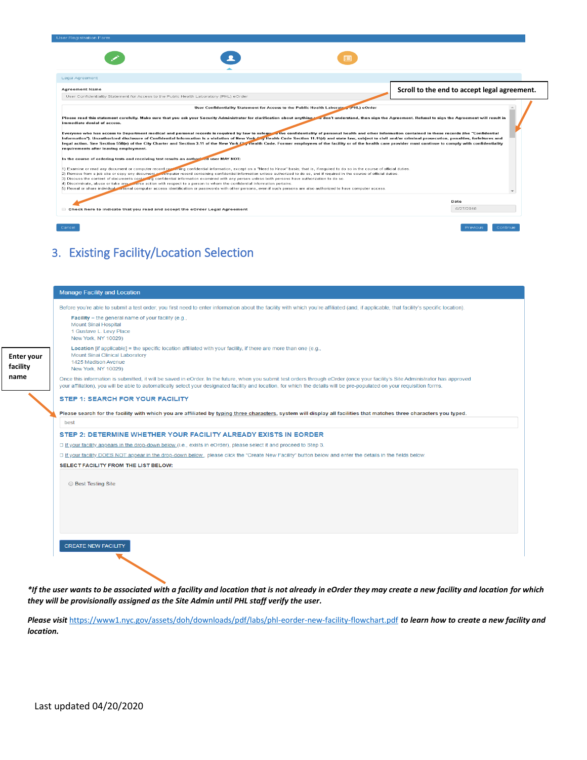User Registration Form

Legal Agreement

**Agreement Name**

User Confidentiality Statement for Access to the Public Health Laboratory (PHL) eOrder

**User Confidentiality Statement for Access to the Public Health Laboratory (PHL) eOrder**

**Please read this statement carefully. Make sure that you ask your Security Administrator for clarification about anything you don't understand, then sign the Agreement. Refusal to sign the Agreement will result in immediate denial of access.**

**Everyone who has access to Department medical and personal records is required by law to safeguard the confidentiality of personal health and other information contained in these records (the "Confidential Information"). Unauthorized disclosure of Confidential Information is a violation of New York City Health Code Section 11.11(d) and state law, subject to civil and/or criminal prosecution, penalties, forfeitures and legal action. See Section 558(e) of the City Charter and Section 3.11 of the New York City Health Code. Former employees of the facility or of the health care provider must continue to comply with confidentiality requirements after leaving employment.**

**In the course of ordering tests and receiving test results an authorized user MAY NOT:**

1) Examine or read any document or computer record containing confidential information, except on a "Need to Know" basis; that is, if required to do so in the course of official duties.
2) Remove from a job site or copy any document or computer record containing confidential information unless authorized to do so, and if required in the course of official duties.
3) Discuss the content of documents containing confidential information examined with any person unless both persons have authorization to do so.
4) Discriminate, abuse or take any adverse action with respect to a person to whom the confidential information pertains.
5) Reveal or share individual personal computer access identification or passwords with other persons, even if such persons are also authorized to have computer access.

Check here to indicate that you read and accept the eOrder Legal Agreement

Date: 6/27/2018

Cancel | Previous | Continue

**Scroll to the end to accept legal agreement.**

## 3. Existing Facility/Location Selection

**Manage Facility and Location**

Before you're able to submit a test order, you first need to enter information about the facility with which you're affiliated (and, if applicable, that facility's specific location).

**Facility** = the general name of your facility (e.g.,
Mount Sinai Hospital
1 Gustave L. Levy Place
New York, NY 10029)

**Location** [if applicable] = the specific location affiliated with your facility, if there are more than one (e.g.,
Mount Sinai Clinical Laboratory
1425 Madison Avenue
New York, NY 10029)

Once this information is submitted, it will be saved in eOrder. In the future, when you submit test orders through eOrder (once your facility's Site Administrator has approved your affiliation), you will be able to automatically select your designated facility and location, for which the details will be pre-populated on your requisition forms.

**STEP 1: SEARCH FOR YOUR FACILITY**

Please search for the facility with which you are affiliated by typing three characters, system will display all facilities that matches three characters you typed.

best

**STEP 2: DETERMINE WHETHER YOUR FACILITY ALREADY EXISTS IN EORDER**

- If your facility appears in the drop-down below (i.e., exists in eOrder), please select it and proceed to Step 3.
- If your facility DOES NOT appear in the drop-down below, please click the "Create New Facility" button below and enter the details in the fields below.

**SELECT FACILITY FROM THE LIST BELOW:**

Best Testing Site

CREATE NEW FACILITY

**Enter your facility name**

***If the user wants to be associated with a facility and location that is not already in eOrder they may create a new facility and location for which they will be provisionally assigned as the Site Admin until PHL staff verify the user.***

***Please visit*** https://www1.nyc.gov/assets/doh/downloads/pdf/labs/phl-eorder-new-facility-flowchart.pdf ***to learn how to create a new facility and location.***

Last updated 04/20/2020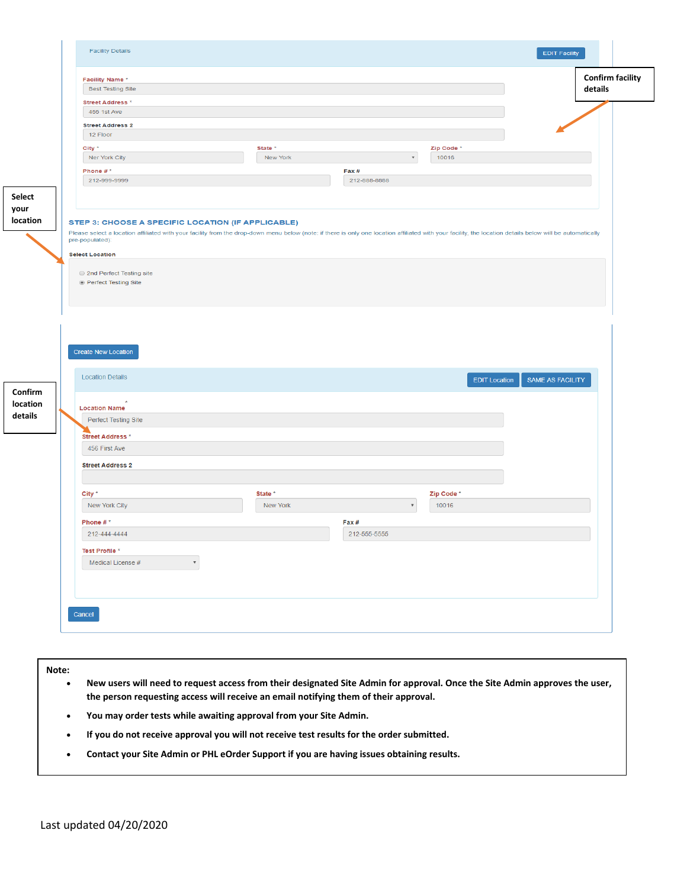Facility Details

EDIT Facility

Confirm facility details

**Facility Name** *

Best Testing Site

**Street Address** *

455 1st Ave

**Street Address 2**

12 Floor

**City** *

Ner York City

**State** *

New York

**Zip Code** *

10016

**Phone #** *

212-999-9999

**Fax #**

212-888-8888

Select your location

### STEP 3: CHOOSE A SPECIFIC LOCATION (IF APPLICABLE)

Please select a location affiliated with your facility from the drop-down menu below (note: if there is only one location affiliated with your facility, the location details below will be automatically pre-populated).

**Select Location**

- 2nd Perfect Testing site
- Perfect Testing Site

Create New Location

Confirm location details

Location Details

EDIT Location | SAME AS FACILITY

**Location Name** *

Perfect Testing Site

**Street Address** *

456 First Ave

**Street Address 2**

**City** *

New York City

**State** *

New York

**Zip Code** *

10016

**Phone #** *

212-444-4444

**Fax #**

212-555-5555

**Test Profile** *

Medical License #

Cancel

**Note:**

- **New users will need to request access from their designated Site Admin for approval. Once the Site Admin approves the user, the person requesting access will receive an email notifying them of their approval.**
- **You may order tests while awaiting approval from your Site Admin.**
- **If you do not receive approval you will not receive test results for the order submitted.**
- **Contact your Site Admin or PHL eOrder Support if you are having issues obtaining results.**

Last updated 04/20/2020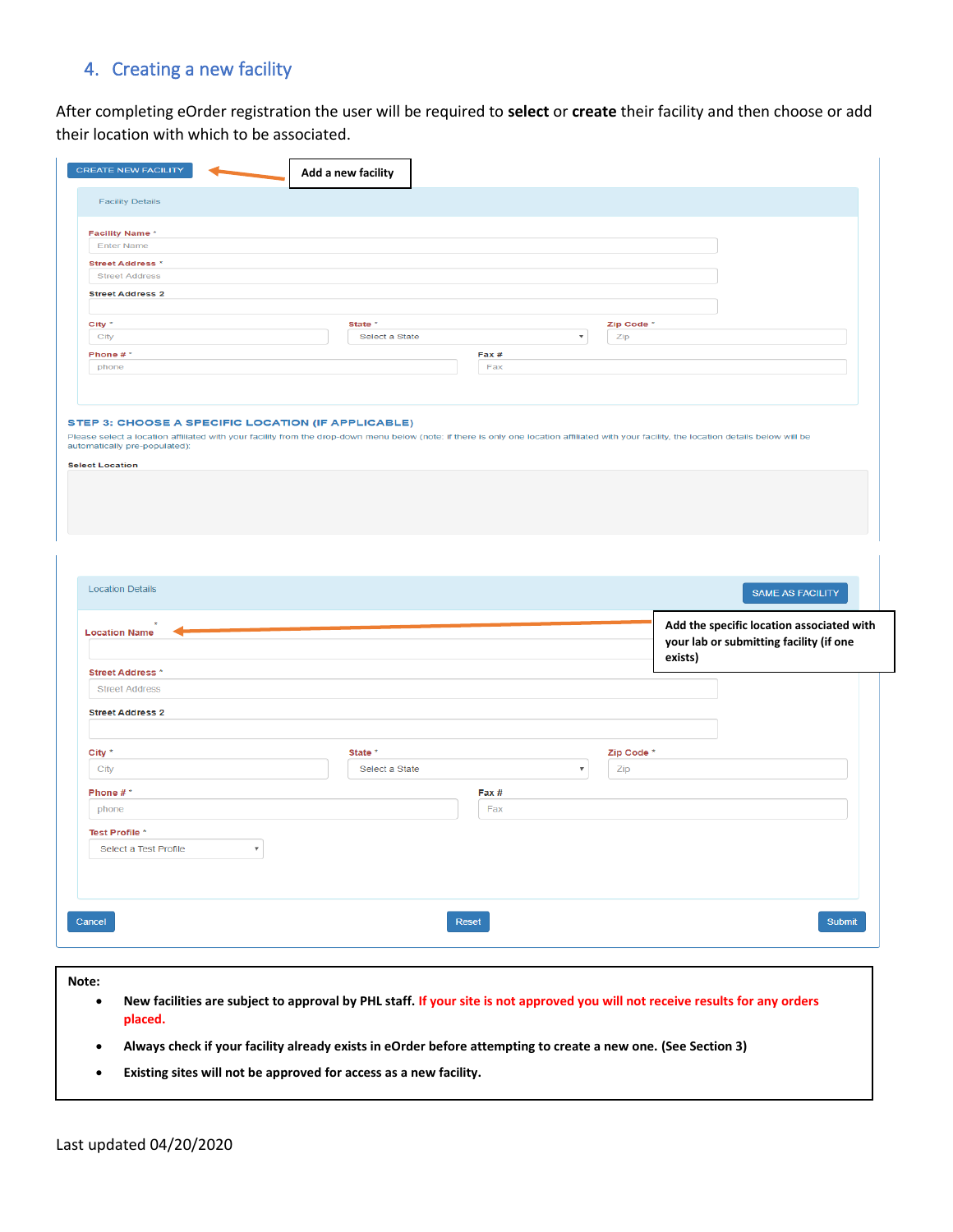## 4. Creating a new facility

After completing eOrder registration the user will be required to **select** or **create** their facility and then choose or add their location with which to be associated.

CREATE NEW FACILITY

**Add a new facility**

Facility Details

Facility Name *

Enter Name

Street Address *

Street Address

Street Address 2

City *

City

State *

Select a State

Zip Code *

Zip

Phone # *

phone

Fax #

Fax

STEP 3: CHOOSE A SPECIFIC LOCATION (IF APPLICABLE)

Please select a location affiliated with your facility from the drop-down menu below (note: if there is only one location affiliated with your facility, the location details below will be automatically pre-populated):

Select Location

Location Details

SAME AS FACILITY

Location Name *

**Add the specific location associated with your lab or submitting facility (if one exists)**

Street Address *

Street Address

Street Address 2

City *

City

State *

Select a State

Zip Code *

Zip

Phone # *

phone

Fax #

Fax

Test Profile *

Select a Test Profile

Cancel

Reset

Submit

**Note:**

- **New facilities are subject to approval by PHL staff. If your site is not approved you will not receive results for any orders placed.**
- **Always check if your facility already exists in eOrder before attempting to create a new one. (See Section 3)**
- **Existing sites will not be approved for access as a new facility.**

Last updated 04/20/2020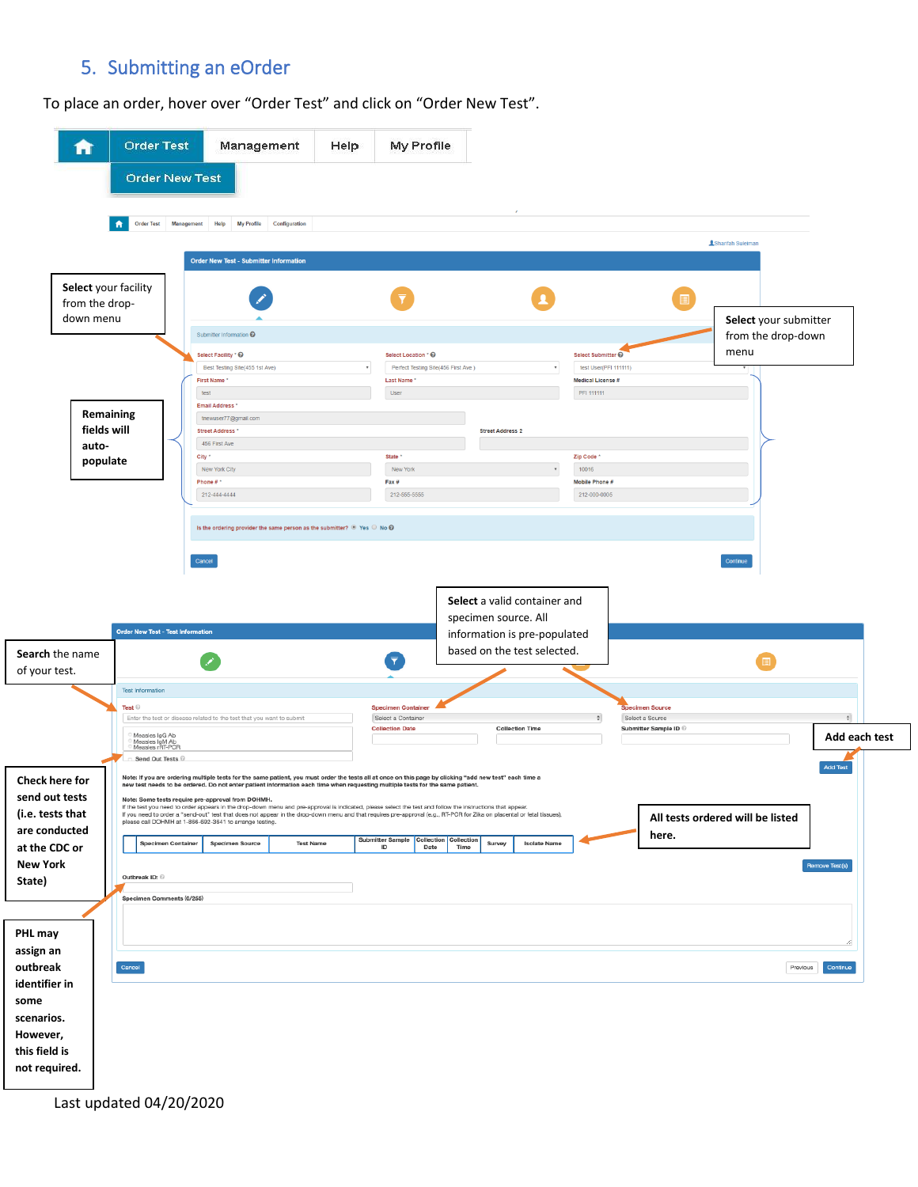## 5. Submitting an eOrder

To place an order, hover over “Order Test” and click on “Order New Test”.

Order Test | Management | Help | My Profile

Order New Test

**Select** your facility from the drop-down menu

**Select** your submitter from the drop-down menu

**Remaining fields will auto-populate**

Order New Test - Submitter Information

Submitter Information

Select Facility * | Select Location * | Select Submitter *
Best Testing Site(455 1st Ave) | Perfect Testing Site(456 First Ave ) | test User(PFI 111111)

First Name * | Last Name * | Medical License #
test | User | PFI 111111

Email Address *
tnewuser77@gmail.com

Street Address * | Street Address 2
456 First Ave

City * | State * | Zip Code *
New York City | New York | 10016

Phone # * | Fax # | Mobile Phone #
212-444-4444 | 212-555-5555 | 212-000-0005

Is the ordering provider the same person as the submitter? Yes No

Cancel | Continue

**Search** the name of your test.

**Select** a valid container and specimen source. All information is pre-populated based on the test selected.

**Add each test**

**Check here for send out tests (i.e. tests that are conducted at the CDC or New York State)**

**All tests ordered will be listed here.**

**PHL may assign an outbreak identifier in some scenarios. However, this field is not required.**

Order New Test - Test Information

Test Information

Test | Specimen Container | Specimen Source
Enter the test or disease related to the test that you want to submit | Select a Container | Select a Source

Collection Date | Collection Time | Submitter Sample ID

Measles IgG Ab
Measles IgM Ab
Measles rRT-PCR

Send Out Tests

Add Test

Note: If you are ordering multiple tests for the same patient, you must order the tests all at once on this page by clicking "add new test" each time a new test needs to be ordered. Do not enter patient information each time when requesting multiple tests for the same patient.

Note: Some tests require pre-approval from DOHMH.
If the test you need to order appears in the drop-down menu and pre-approval is indicated, please select the test and follow the instructions that appear.
If you need to order a "send-out" test that does not appear in the drop-down menu and that requires pre-approval (e.g., RT-PCR for Zika on placental or fetal tissues), please call DOHMH at 1-866-692-3641 to arrange testing.

| | Specimen Container | Specimen Source | Test Name | Submitter Sample ID | Collection Date | Collection Time | Survey | Isolate Name |
|---|---|---|---|---|---|---|---|---|

Remove Test(s)

Outbreak ID:

Specimen Comments (0/256)

Cancel | Previous | Continue

Last updated 04/20/2020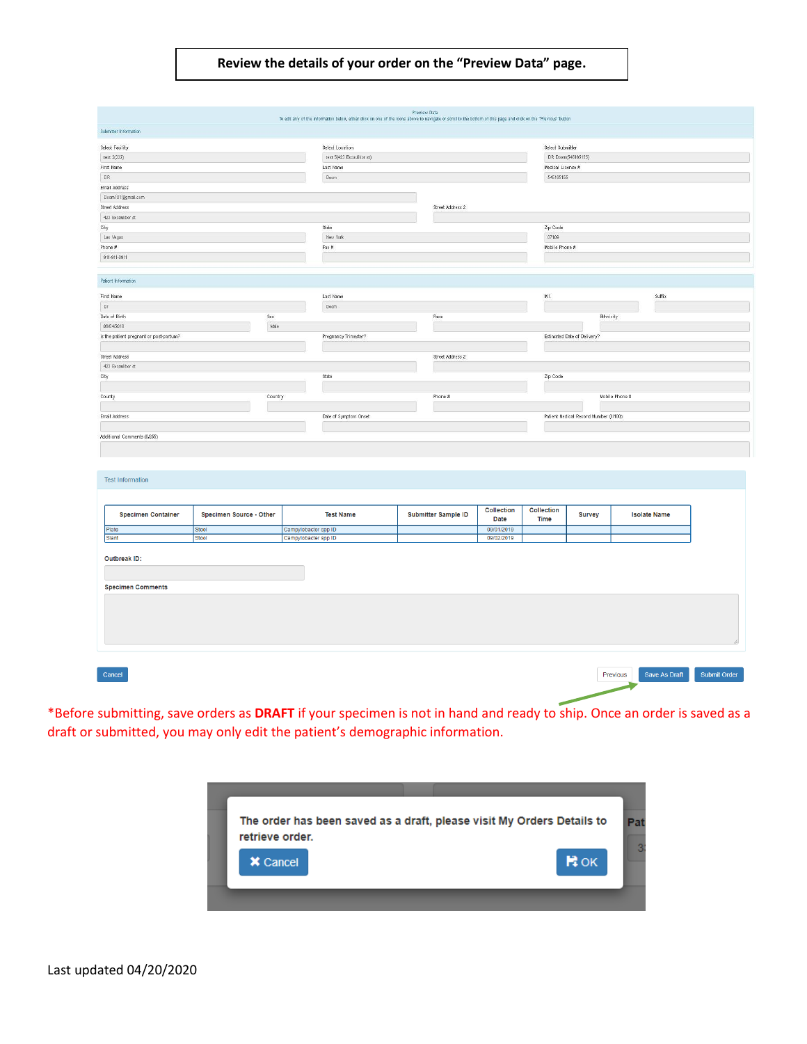**Review the details of your order on the "Preview Data" page.**

Preview Data

To edit any of the information below, either click on one of the icons above to navigate or scroll to the bottom of this page and click on the "Previous" button

Submitter Information

Select Facility: test 2(333)
Select Location: test 5(423 Excalibur st)
Select Submitter: DR Doom(545165155)
First Name: DR
Last Name: Doom
Medical License #: 545165155
Email Address: Doom101@gmail.com
Street Address: 423 Excalibur st
Street Address 2:
City: Las Vegas
State: New York
Zip Code: 07109
Phone #: 911-911-0911
Fax #:
Mobile Phone #:

Patient Information

First Name: Dr
Last Name: Doom
M.I.:
Suffix:
Date of Birth: 09/04/2018
Sex: Male
Race:
Ethnicity:
Is the patient pregnant or post-partum?
Pregnancy Trimester?
Estimated Date of Delivery?
Street Address: 423 Excalibur st
Street Address 2:
City:
State:
Zip Code:
County:
Country:
Phone #:
Mobile Phone #:
Email Address:
Date of Symptom Onset:
Patient Medical Record Number (MRN):
Additional Comments (X255)

Test Information

| Specimen Container | Specimen Source - Other | Test Name | Submitter Sample ID | Collection Date | Collection Time | Survey | Isolate Name |
|---|---|---|---|---|---|---|---|
| Plate | Stool | Campylobacter spp ID | | 09/01/2019 | | | |
| Slant | Stool | Campylobacter spp ID | | 09/02/2019 | | | |

Outbreak ID:

Specimen Comments

Cancel | Previous | Save As Draft | Submit Order

*Before submitting, save orders as **DRAFT** if your specimen is not in hand and ready to ship. Once an order is saved as a draft or submitted, you may only edit the patient's demographic information.

The order has been saved as a draft, please visit My Orders Details to retrieve order.

Cancel | OK

Last updated 04/20/2020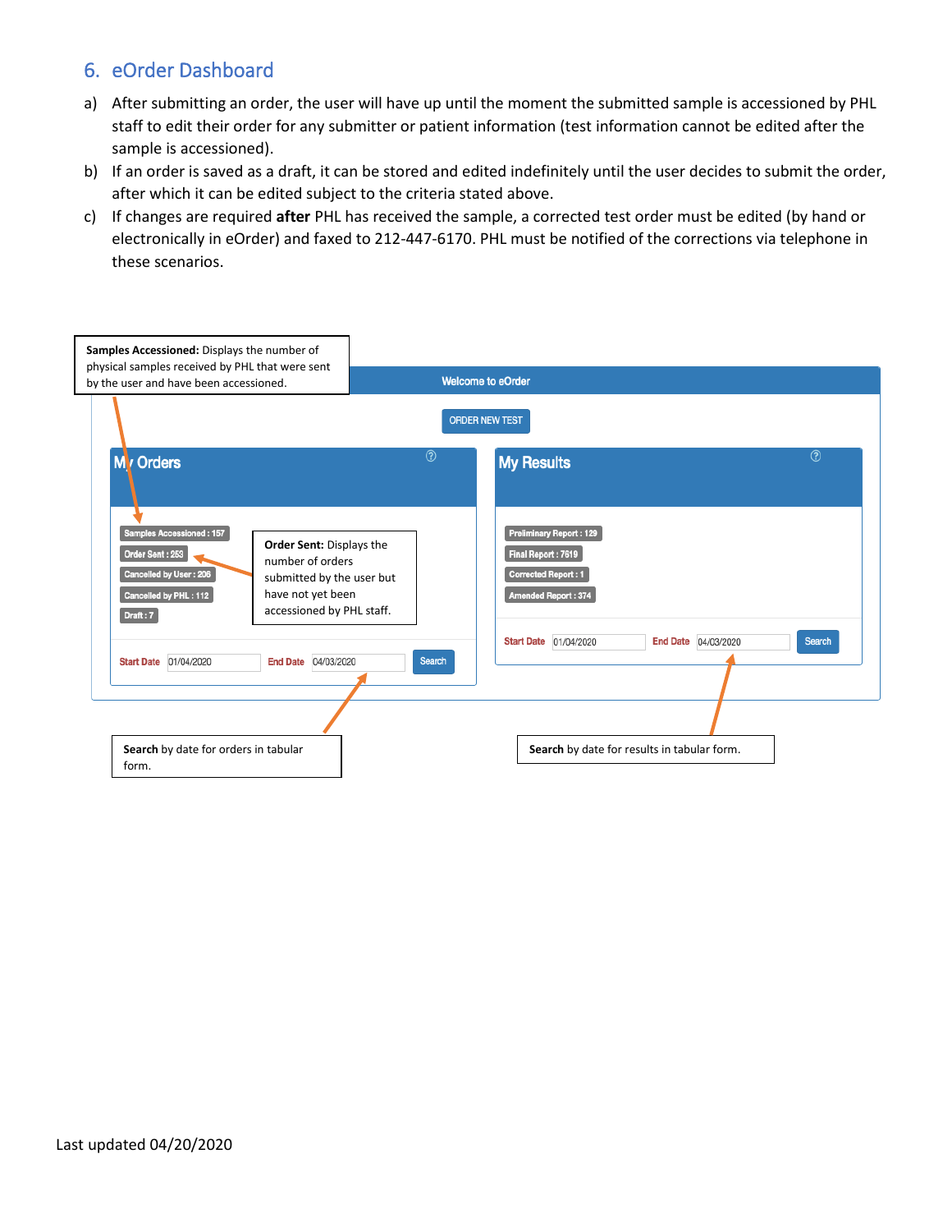## 6. eOrder Dashboard

a) After submitting an order, the user will have up until the moment the submitted sample is accessioned by PHL staff to edit their order for any submitter or patient information (test information cannot be edited after the sample is accessioned).

b) If an order is saved as a draft, it can be stored and edited indefinitely until the user decides to submit the order, after which it can be edited subject to the criteria stated above.

c) If changes are required **after** PHL has received the sample, a corrected test order must be edited (by hand or electronically in eOrder) and faxed to 212-447-6170. PHL must be notified of the corrections via telephone in these scenarios.

**Samples Accessioned:** Displays the number of physical samples received by PHL that were sent by the user and have been accessioned.

Welcome to eOrder

ORDER NEW TEST

**My Orders**

- Samples Accessioned : 157
- Order Sent : 253
- Cancelled by User : 206
- Cancelled by PHL : 112
- Draft : 7

**Order Sent:** Displays the number of orders submitted by the user but have not yet been accessioned by PHL staff.

Start Date 01/04/2020 End Date 04/03/2020 Search

**My Results**

- Preliminary Report : 129
- Final Report : 7619
- Corrected Report : 1
- Amended Report : 374

Start Date 01/04/2020 End Date 04/03/2020 Search

**Search** by date for orders in tabular form.

**Search** by date for results in tabular form.

Last updated 04/20/2020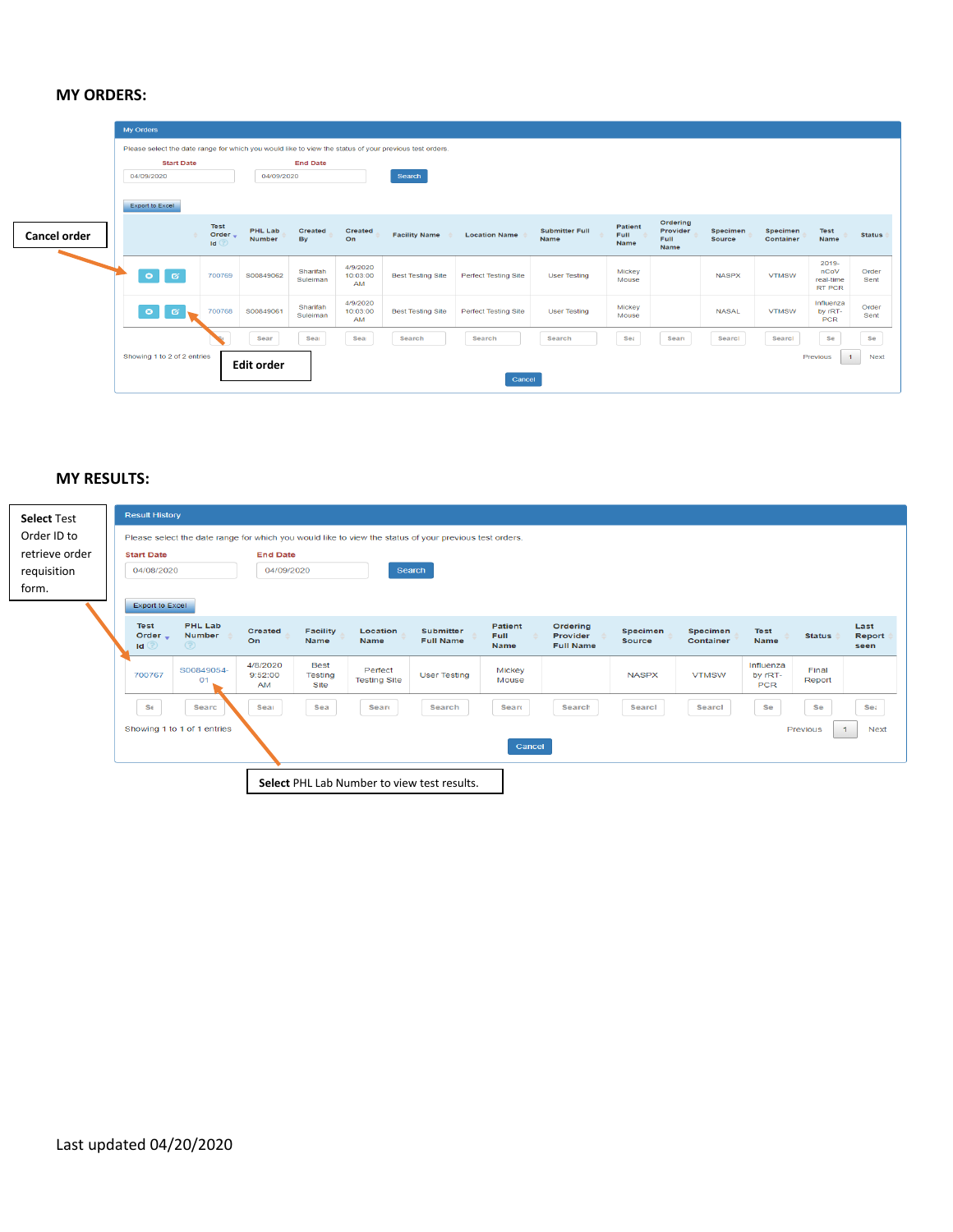## MY ORDERS:

**My Orders**

Please select the date range for which you would like to view the status of your previous test orders.

**Start Date** 04/09/2020 **End Date** 04/09/2020 Search

Export to Excel

**Cancel order**

| | Test Order Id | PHL Lab Number | Created By | Created On | Facility Name | Location Name | Submitter Full Name | Patient Full Name | Ordering Provider Full Name | Specimen Source | Specimen Container | Test Name | Status |
|---|---|---|---|---|---|---|---|---|---|---|---|---|---|
| | 700769 | S00849062 | Sharifah Suleiman | 4/9/2020 10:03:00 AM | Best Testing Site | Perfect Testing Site | User Testing | Mickey Mouse | | NASPX | VTMSW | 2019-nCoV real-time RT PCR | Order Sent |
| | 700768 | S00849061 | Sharifah Suleiman | 4/9/2020 10:03:00 AM | Best Testing Site | Perfect Testing Site | User Testing | Mickey Mouse | | NASAL | VTMSW | Influenza by rRT-PCR | Order Sent |

**Edit order**

Showing 1 to 2 of 2 entries Previous 1 Next

Cancel

## MY RESULTS:

**Select** Test Order ID to retrieve order requisition form.

**Result History**

Please select the date range for which you would like to view the status of your previous test orders.

**Start Date** 04/08/2020 **End Date** 04/09/2020 Search

Export to Excel

| Test Order Id | PHL Lab Number | Created On | Facility Name | Location Name | Submitter Full Name | Patient Full Name | Ordering Provider Full Name | Specimen Source | Specimen Container | Test Name | Status | Last Report seen |
|---|---|---|---|---|---|---|---|---|---|---|---|---|
| 700767 | S00849054-01 | 4/8/2020 9:52:00 AM | Best Testing Site | Perfect Testing Site | User Testing | Mickey Mouse | | NASPX | VTMSW | Influenza by rRT-PCR | Final Report | |

Showing 1 to 1 of 1 entries Previous 1 Next

Cancel

**Select** PHL Lab Number to view test results.

Last updated 04/20/2020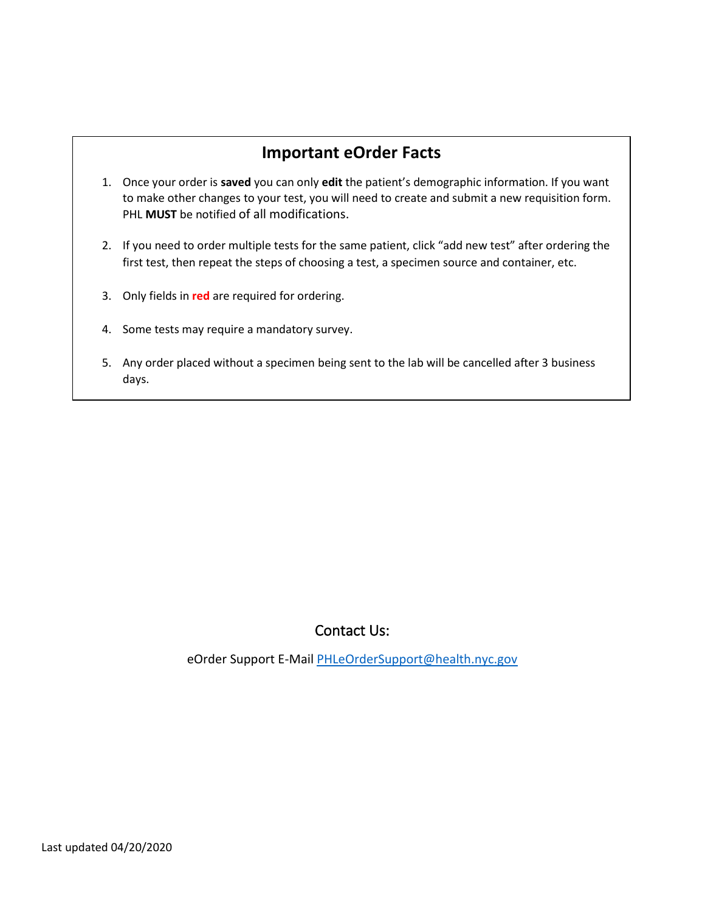## Important eOrder Facts

1. Once your order is **saved** you can only **edit** the patient's demographic information. If you want to make other changes to your test, you will need to create and submit a new requisition form. PHL **MUST** be notified of all modifications.

2. If you need to order multiple tests for the same patient, click "add new test" after ordering the first test, then repeat the steps of choosing a test, a specimen source and container, etc.

3. Only fields in **red** are required for ordering.

4. Some tests may require a mandatory survey.

5. Any order placed without a specimen being sent to the lab will be cancelled after 3 business days.

## Contact Us:

eOrder Support E-Mail PHLeOrderSupport@health.nyc.gov

Last updated 04/20/2020